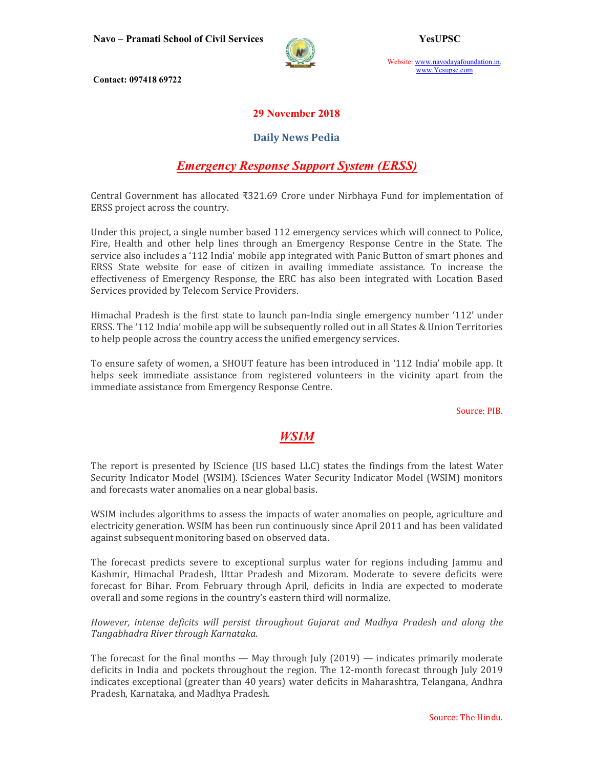29 November 2018

## Daily News Pedia

## *Emergency Response Support System (ERSS)*

Central Government has allocated ₹321.69 Crore under Nirbhaya Fund for implementation of ERSS project across the country.

Under this project, a single number based 112 emergency services which will connect to Police, Fire, Health and other help lines through an Emergency Response Centre in the State. The service also includes a '112 India' mobile app integrated with Panic Button of smart phones and ERSS State website for ease of citizen in availing immediate assistance. To increase the effectiveness of Emergency Response, the ERC has also been integrated with Location Based Services provided by Telecom Service Providers.

Himachal Pradesh is the first state to launch pan-India single emergency number '112' under ERSS. The '112 India' mobile app will be subsequently rolled out in all States & Union Territories to help people across the country access the unified emergency services.

To ensure safety of women, a SHOUT feature has been introduced in '112 India' mobile app. It helps seek immediate assistance from registered volunteers in the vicinity apart from the immediate assistance from Emergency Response Centre.

Source: PIB.

## *WSIM*

The report is presented by IScience (US based LLC) states the findings from the latest Water Security Indicator Model (WSIM). ISciences Water Security Indicator Model (WSIM) monitors and forecasts water anomalies on a near global basis.

WSIM includes algorithms to assess the impacts of water anomalies on people, agriculture and electricity generation. WSIM has been run continuously since April 2011 and has been validated against subsequent monitoring based on observed data.

The forecast predicts severe to exceptional surplus water for regions including Jammu and Kashmir, Himachal Pradesh, Uttar Pradesh and Mizoram. Moderate to severe deficits were forecast for Bihar. From February through April, deficits in India are expected to moderate overall and some regions in the country's eastern third will normalize.

*However, intense deficits will persist throughout Gujarat and Madhya Pradesh and along the Tungabhadra River through Karnataka.*

The forecast for the final months — May through July (2019) — indicates primarily moderate deficits in India and pockets throughout the region. The 12-month forecast through July 2019 indicates exceptional (greater than 40 years) water deficits in Maharashtra, Telangana, Andhra Pradesh, Karnataka, and Madhya Pradesh.

Source: The Hindu.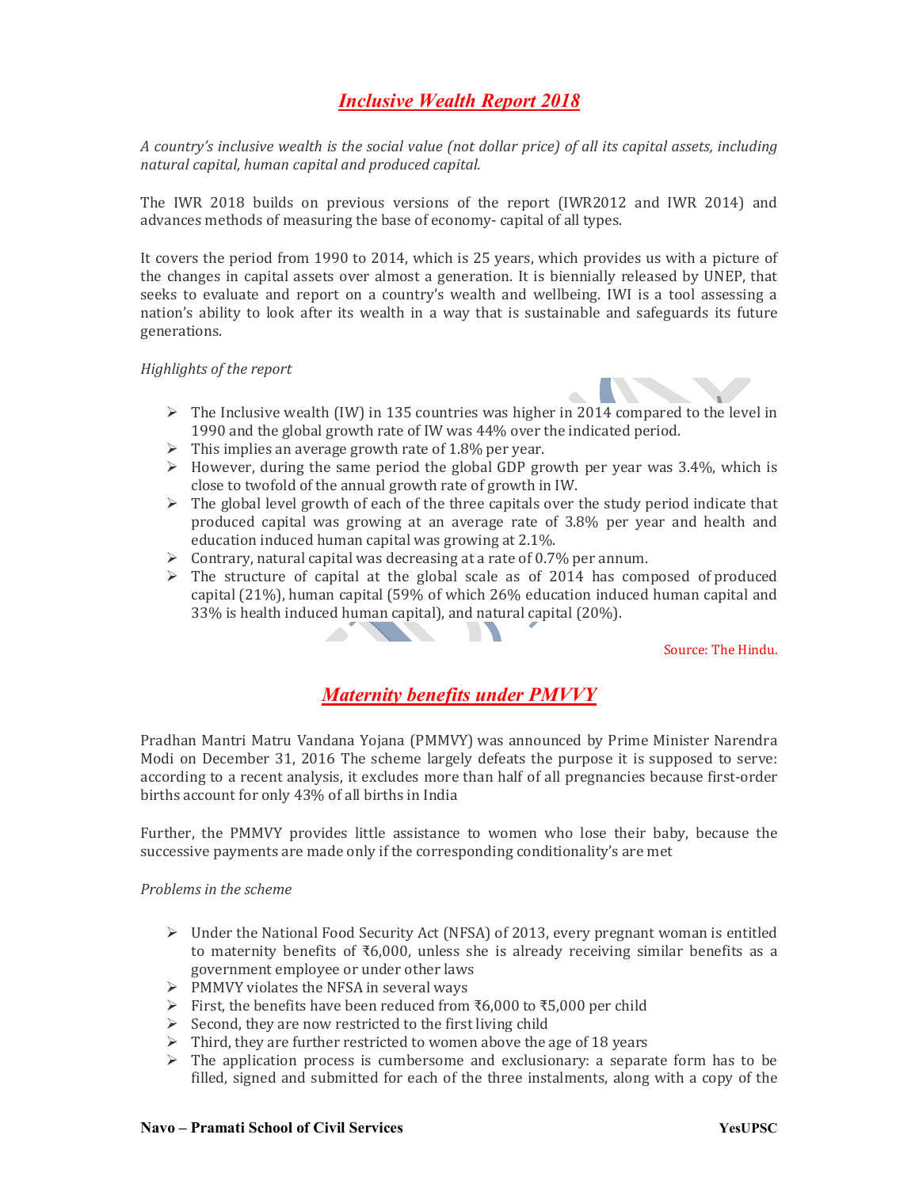## *Inclusive Wealth Report 2018*

*A country's inclusive wealth is the social value (not dollar price) of all its capital assets, including natural capital, human capital and produced capital.*

The IWR 2018 builds on previous versions of the report (IWR2012 and IWR 2014) and advances methods of measuring the base of economy- capital of all types.

It covers the period from 1990 to 2014, which is 25 years, which provides us with a picture of the changes in capital assets over almost a generation. It is biennially released by UNEP, that seeks to evaluate and report on a country's wealth and wellbeing. IWI is a tool assessing a nation's ability to look after its wealth in a way that is sustainable and safeguards its future generations.

*Highlights of the report*

- The Inclusive wealth (IW) in 135 countries was higher in 2014 compared to the level in 1990 and the global growth rate of IW was 44% over the indicated period.
- This implies an average growth rate of 1.8% per year.
- However, during the same period the global GDP growth per year was 3.4%, which is close to twofold of the annual growth rate of growth in IW.
- The global level growth of each of the three capitals over the study period indicate that produced capital was growing at an average rate of 3.8% per year and health and education induced human capital was growing at 2.1%.
- Contrary, natural capital was decreasing at a rate of 0.7% per annum.
- The structure of capital at the global scale as of 2014 has composed of produced capital (21%), human capital (59% of which 26% education induced human capital and 33% is health induced human capital), and natural capital (20%).

Source: The Hindu.

## *Maternity benefits under PMVVY*

Pradhan Mantri Matru Vandana Yojana (PMMVY) was announced by Prime Minister Narendra Modi on December 31, 2016 The scheme largely defeats the purpose it is supposed to serve: according to a recent analysis, it excludes more than half of all pregnancies because first-order births account for only 43% of all births in India

Further, the PMMVY provides little assistance to women who lose their baby, because the successive payments are made only if the corresponding conditionality's are met

*Problems in the scheme*

- Under the National Food Security Act (NFSA) of 2013, every pregnant woman is entitled to maternity benefits of ₹6,000, unless she is already receiving similar benefits as a government employee or under other laws
- PMMVY violates the NFSA in several ways
- First, the benefits have been reduced from ₹6,000 to ₹5,000 per child
- Second, they are now restricted to the first living child
- Third, they are further restricted to women above the age of 18 years
- The application process is cumbersome and exclusionary: a separate form has to be filled, signed and submitted for each of the three instalments, along with a copy of the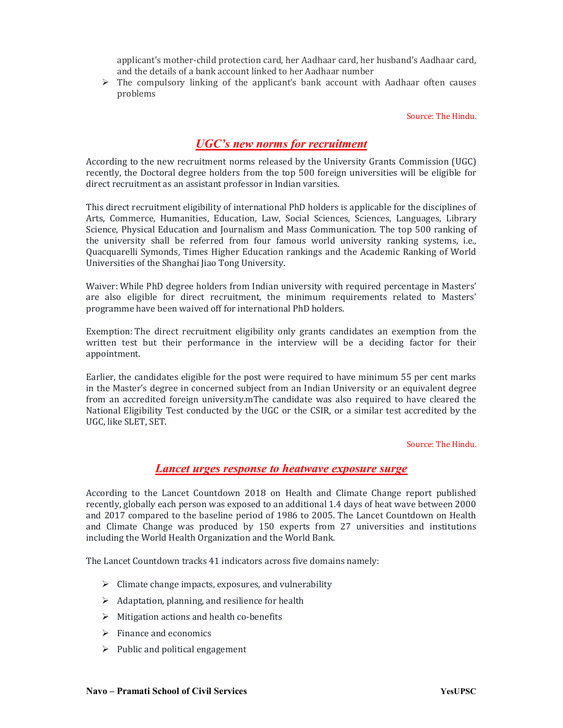applicant's mother-child protection card, her Aadhaar card, her husband's Aadhaar card, and the details of a bank account linked to her Aadhaar number

- The compulsory linking of the applicant's bank account with Aadhaar often causes problems

Source: The Hindu.

## *UGC's new norms for recruitment*

According to the new recruitment norms released by the University Grants Commission (UGC) recently, the Doctoral degree holders from the top 500 foreign universities will be eligible for direct recruitment as an assistant professor in Indian varsities.

This direct recruitment eligibility of international PhD holders is applicable for the disciplines of Arts, Commerce, Humanities, Education, Law, Social Sciences, Sciences, Languages, Library Science, Physical Education and Journalism and Mass Communication. The top 500 ranking of the university shall be referred from four famous world university ranking systems, i.e., Quacquarelli Symonds, Times Higher Education rankings and the Academic Ranking of World Universities of the Shanghai Jiao Tong University.

Waiver: While PhD degree holders from Indian university with required percentage in Masters' are also eligible for direct recruitment, the minimum requirements related to Masters' programme have been waived off for international PhD holders.

Exemption: The direct recruitment eligibility only grants candidates an exemption from the written test but their performance in the interview will be a deciding factor for their appointment.

Earlier, the candidates eligible for the post were required to have minimum 55 per cent marks in the Master's degree in concerned subject from an Indian University or an equivalent degree from an accredited foreign university.mThe candidate was also required to have cleared the National Eligibility Test conducted by the UGC or the CSIR, or a similar test accredited by the UGC, like SLET, SET.

Source: The Hindu.

## *Lancet urges response to heatwave exposure surge*

According to the Lancet Countdown 2018 on Health and Climate Change report published recently, globally each person was exposed to an additional 1.4 days of heat wave between 2000 and 2017 compared to the baseline period of 1986 to 2005. The Lancet Countdown on Health and Climate Change was produced by 150 experts from 27 universities and institutions including the World Health Organization and the World Bank.

The Lancet Countdown tracks 41 indicators across five domains namely:

- Climate change impacts, exposures, and vulnerability
- Adaptation, planning, and resilience for health
- Mitigation actions and health co-benefits
- Finance and economics
- Public and political engagement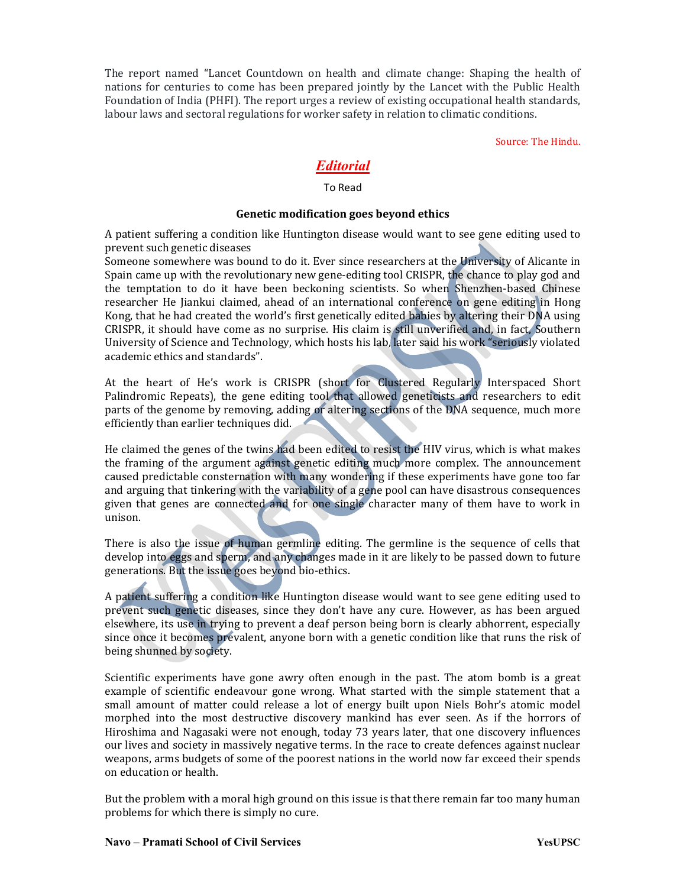The report named "Lancet Countdown on health and climate change: Shaping the health of nations for centuries to come has been prepared jointly by the Lancet with the Public Health Foundation of India (PHFI). The report urges a review of existing occupational health standards, labour laws and sectoral regulations for worker safety in relation to climatic conditions.

Source: The Hindu.

## *Editorial*

To Read

### Genetic modification goes beyond ethics

A patient suffering a condition like Huntington disease would want to see gene editing used to prevent such genetic diseases

Someone somewhere was bound to do it. Ever since researchers at the University of Alicante in Spain came up with the revolutionary new gene-editing tool CRISPR, the chance to play god and the temptation to do it have been beckoning scientists. So when Shenzhen-based Chinese researcher He Jiankui claimed, ahead of an international conference on gene editing in Hong Kong, that he had created the world's first genetically edited babies by altering their DNA using CRISPR, it should have come as no surprise. His claim is still unverified and, in fact, Southern University of Science and Technology, which hosts his lab, later said his work "seriously violated academic ethics and standards".

At the heart of He's work is CRISPR (short for Clustered Regularly Interspaced Short Palindromic Repeats), the gene editing tool that allowed geneticists and researchers to edit parts of the genome by removing, adding or altering sections of the DNA sequence, much more efficiently than earlier techniques did.

He claimed the genes of the twins had been edited to resist the HIV virus, which is what makes the framing of the argument against genetic editing much more complex. The announcement caused predictable consternation with many wondering if these experiments have gone too far and arguing that tinkering with the variability of a gene pool can have disastrous consequences given that genes are connected and for one single character many of them have to work in unison.

There is also the issue of human germline editing. The germline is the sequence of cells that develop into eggs and sperm, and any changes made in it are likely to be passed down to future generations. But the issue goes beyond bio-ethics.

A patient suffering a condition like Huntington disease would want to see gene editing used to prevent such genetic diseases, since they don't have any cure. However, as has been argued elsewhere, its use in trying to prevent a deaf person being born is clearly abhorrent, especially since once it becomes prevalent, anyone born with a genetic condition like that runs the risk of being shunned by society.

Scientific experiments have gone awry often enough in the past. The atom bomb is a great example of scientific endeavour gone wrong. What started with the simple statement that a small amount of matter could release a lot of energy built upon Niels Bohr's atomic model morphed into the most destructive discovery mankind has ever seen. As if the horrors of Hiroshima and Nagasaki were not enough, today 73 years later, that one discovery influences our lives and society in massively negative terms. In the race to create defences against nuclear weapons, arms budgets of some of the poorest nations in the world now far exceed their spends on education or health.

But the problem with a moral high ground on this issue is that there remain far too many human problems for which there is simply no cure.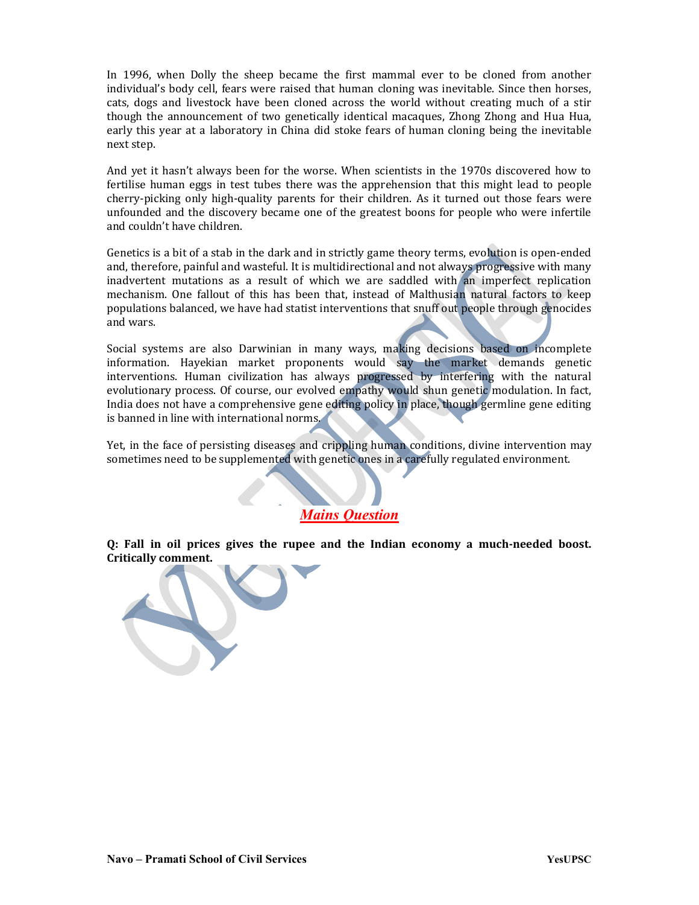In 1996, when Dolly the sheep became the first mammal ever to be cloned from another individual's body cell, fears were raised that human cloning was inevitable. Since then horses, cats, dogs and livestock have been cloned across the world without creating much of a stir though the announcement of two genetically identical macaques, Zhong Zhong and Hua Hua, early this year at a laboratory in China did stoke fears of human cloning being the inevitable next step.

And yet it hasn't always been for the worse. When scientists in the 1970s discovered how to fertilise human eggs in test tubes there was the apprehension that this might lead to people cherry-picking only high-quality parents for their children. As it turned out those fears were unfounded and the discovery became one of the greatest boons for people who were infertile and couldn't have children.

Genetics is a bit of a stab in the dark and in strictly game theory terms, evolution is open-ended and, therefore, painful and wasteful. It is multidirectional and not always progressive with many inadvertent mutations as a result of which we are saddled with an imperfect replication mechanism. One fallout of this has been that, instead of Malthusian natural factors to keep populations balanced, we have had statist interventions that snuff out people through genocides and wars.

Social systems are also Darwinian in many ways, making decisions based on incomplete information. Hayekian market proponents would say the market demands genetic interventions. Human civilization has always progressed by interfering with the natural evolutionary process. Of course, our evolved empathy would shun genetic modulation. In fact, India does not have a comprehensive gene editing policy in place, though germline gene editing is banned in line with international norms.

Yet, in the face of persisting diseases and crippling human conditions, divine intervention may sometimes need to be supplemented with genetic ones in a carefully regulated environment.

## ***Mains Question***

**Q: Fall in oil prices gives the rupee and the Indian economy a much-needed boost. Critically comment.**